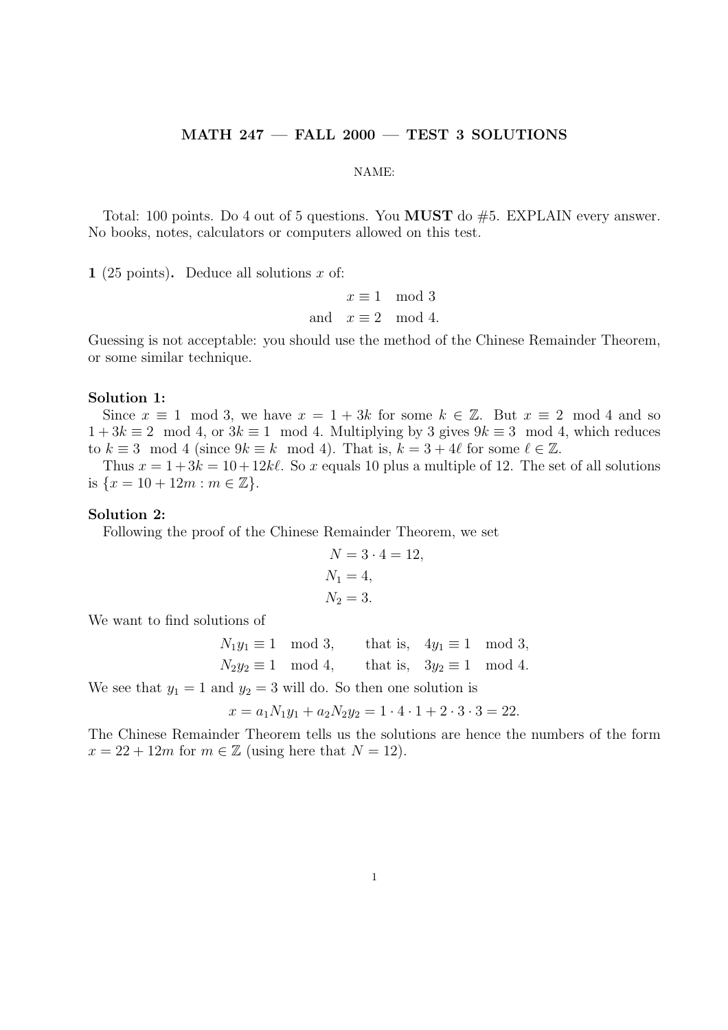# MATH 247 — FALL 2000 — TEST 3 SOLUTIONS

NAME:

Total: 100 points. Do 4 out of 5 questions. You **MUST** do #5. EXPLAIN every answer. No books, notes, calculators or computers allowed on this test.

**1** (25 points)**.** Deduce all solutions $x$ of:

$$
\begin{aligned}
& x \equiv 1 \mod 3 \\
\text{and} \quad & x \equiv 2 \mod 4.
\end{aligned}
$$

Guessing is not acceptable: you should use the method of the Chinese Remainder Theorem, or some similar technique.

**Solution 1:**

Since $x \equiv 1 \mod 3$, we have $x = 1 + 3k$ for some $k \in \mathbb{Z}$. But $x \equiv 2 \mod 4$ and so $1 + 3k \equiv 2 \mod 4$, or $3k \equiv 1 \mod 4$. Multiplying by 3 gives $9k \equiv 3 \mod 4$, which reduces to $k \equiv 3 \mod 4$ (since $9k \equiv k \mod 4$). That is, $k = 3 + 4\ell$ for some $\ell \in \mathbb{Z}$.

Thus $x = 1 + 3k = 10 + 12k\ell$. So $x$ equals 10 plus a multiple of 12. The set of all solutions is $\{x = 10 + 12m : m \in \mathbb{Z}\}$.

**Solution 2:**

Following the proof of the Chinese Remainder Theorem, we set

$$
\begin{aligned}
N &= 3 \cdot 4 = 12, \\
N_1 &= 4, \\
N_2 &= 3.
\end{aligned}
$$

We want to find solutions of

$$
\begin{aligned}
N_1 y_1 &\equiv 1 \mod 3, \qquad \text{that is,} \quad 4y_1 \equiv 1 \mod 3, \\
N_2 y_2 &\equiv 1 \mod 4, \qquad \text{that is,} \quad 3y_2 \equiv 1 \mod 4.
\end{aligned}
$$

We see that $y_1 = 1$ and $y_2 = 3$ will do. So then one solution is

$$
x = a_1 N_1 y_1 + a_2 N_2 y_2 = 1 \cdot 4 \cdot 1 + 2 \cdot 3 \cdot 3 = 22.
$$

The Chinese Remainder Theorem tells us the solutions are hence the numbers of the form $x = 22 + 12m$ for $m \in \mathbb{Z}$ (using here that $N = 12$).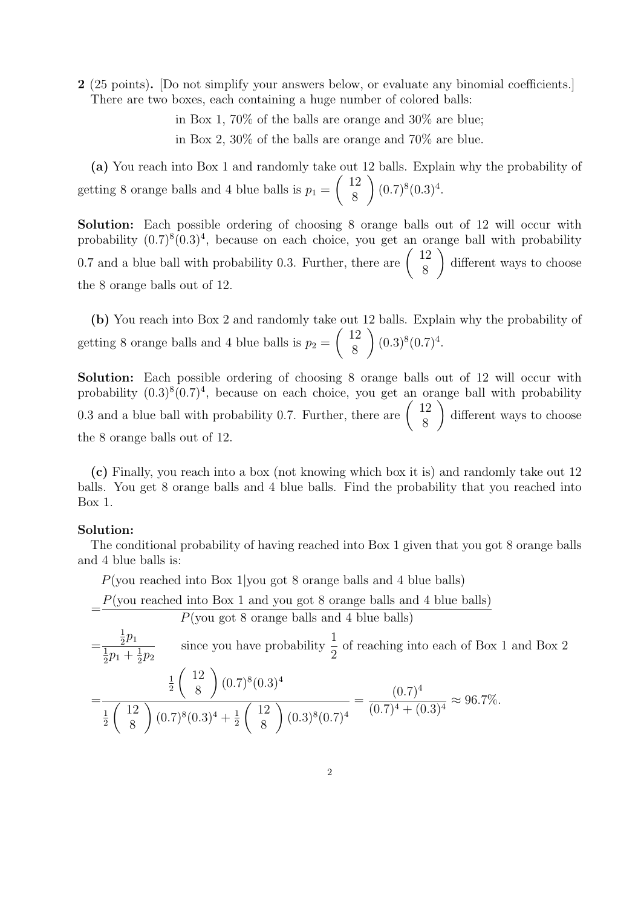**2** (25 points). [Do not simplify your answers below, or evaluate any binomial coefficients.] There are two boxes, each containing a huge number of colored balls:

in Box 1, 70% of the balls are orange and 30% are blue;

in Box 2, 30% of the balls are orange and 70% are blue.

**(a)** You reach into Box 1 and randomly take out 12 balls. Explain why the probability of getting 8 orange balls and 4 blue balls is $p_1 = \binom{12}{8}(0.7)^8(0.3)^4$.

**Solution:** Each possible ordering of choosing 8 orange balls out of 12 will occur with probability $(0.7)^8(0.3)^4$, because on each choice, you get an orange ball with probability 0.7 and a blue ball with probability 0.3. Further, there are $\binom{12}{8}$ different ways to choose the 8 orange balls out of 12.

**(b)** You reach into Box 2 and randomly take out 12 balls. Explain why the probability of getting 8 orange balls and 4 blue balls is $p_2 = \binom{12}{8}(0.3)^8(0.7)^4$.

**Solution:** Each possible ordering of choosing 8 orange balls out of 12 will occur with probability $(0.3)^8(0.7)^4$, because on each choice, you get an orange ball with probability 0.3 and a blue ball with probability 0.7. Further, there are $\binom{12}{8}$ different ways to choose the 8 orange balls out of 12.

**(c)** Finally, you reach into a box (not knowing which box it is) and randomly take out 12 balls. You get 8 orange balls and 4 blue balls. Find the probability that you reached into Box 1.

**Solution:**
The conditional probability of having reached into Box 1 given that you got 8 orange balls and 4 blue balls is:

$$
\begin{aligned}
&P(\text{you reached into Box 1}|\text{you got 8 orange balls and 4 blue balls})\\
=&\frac{P(\text{you reached into Box 1 and you got 8 orange balls and 4 blue balls})}{P(\text{you got 8 orange balls and 4 blue balls})}\\
=&\frac{\frac{1}{2}p_1}{\frac{1}{2}p_1+\frac{1}{2}p_2} \qquad \text{since you have probability } \frac{1}{2} \text{ of reaching into each of Box 1 and Box 2}\\
=&\frac{\frac{1}{2}\binom{12}{8}(0.7)^8(0.3)^4}{\frac{1}{2}\binom{12}{8}(0.7)^8(0.3)^4+\frac{1}{2}\binom{12}{8}(0.3)^8(0.7)^4} = \frac{(0.7)^4}{(0.7)^4+(0.3)^4} \approx 96.7\%.
\end{aligned}
$$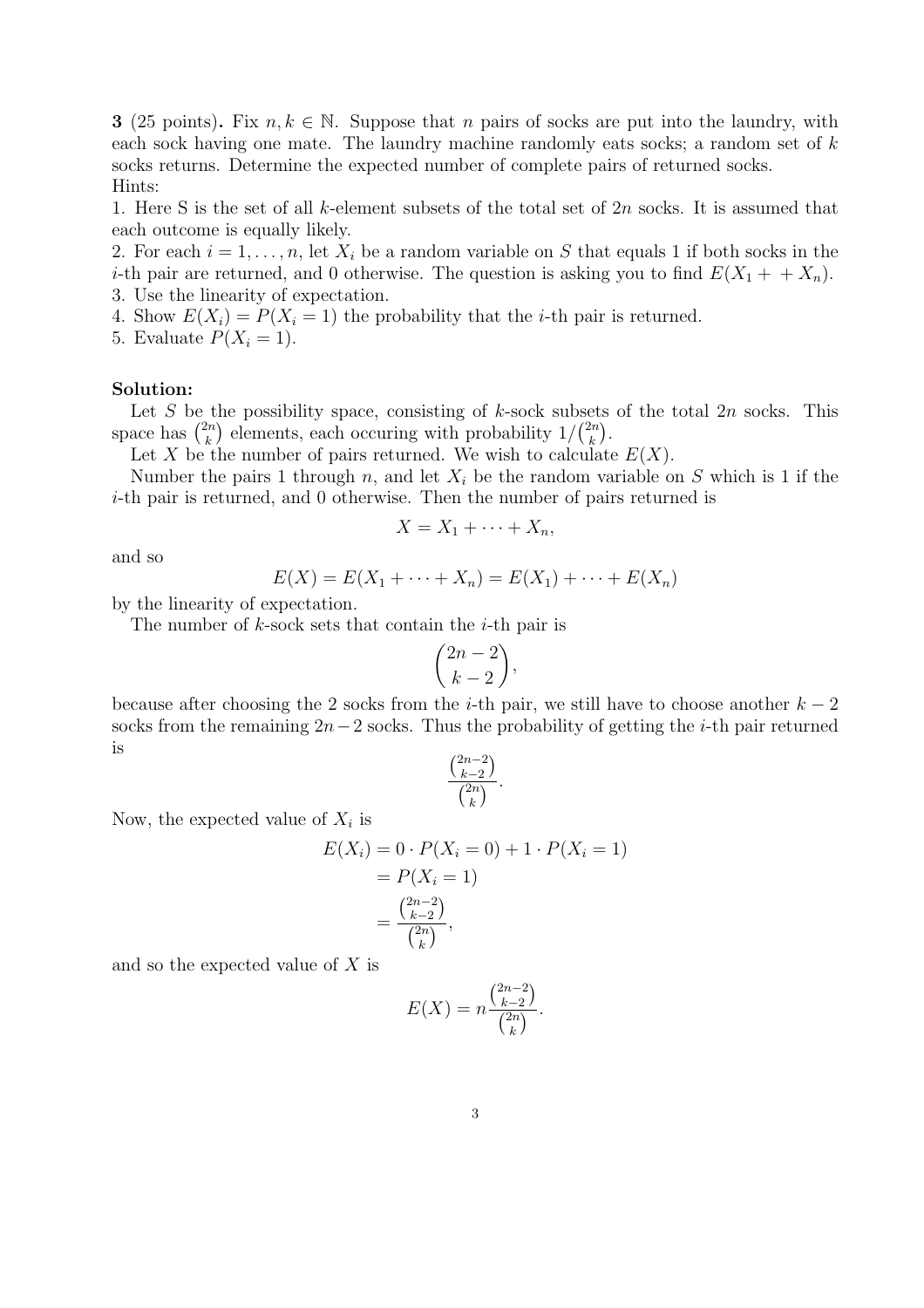**3** (25 points)**.** Fix $n, k \in \mathbb{N}$. Suppose that $n$ pairs of socks are put into the laundry, with each sock having one mate. The laundry machine randomly eats socks; a random set of $k$ socks returns. Determine the expected number of complete pairs of returned socks.
Hints:
1. Here S is the set of all $k$-element subsets of the total set of $2n$ socks. It is assumed that each outcome is equally likely.
2. For each $i = 1, \ldots, n$, let $X_i$ be a random variable on $S$ that equals 1 if both socks in the $i$-th pair are returned, and 0 otherwise. The question is asking you to find $E(X_1 + \; + X_n)$.
3. Use the linearity of expectation.
4. Show $E(X_i) = P(X_i = 1)$ the probability that the $i$-th pair is returned.
5. Evaluate $P(X_i = 1)$.

**Solution:**

Let $S$ be the possibility space, consisting of $k$-sock subsets of the total $2n$ socks. This space has $\binom{2n}{k}$ elements, each occuring with probability $1/\binom{2n}{k}$.

Let $X$ be the number of pairs returned. We wish to calculate $E(X)$.

Number the pairs 1 through $n$, and let $X_i$ be the random variable on $S$ which is 1 if the $i$-th pair is returned, and 0 otherwise. Then the number of pairs returned is

$$X = X_1 + \cdots + X_n,$$

and so

$$E(X) = E(X_1 + \cdots + X_n) = E(X_1) + \cdots + E(X_n)$$

by the linearity of expectation.

The number of $k$-sock sets that contain the $i$-th pair is

$$\binom{2n-2}{k-2},$$

because after choosing the 2 socks from the $i$-th pair, we still have to choose another $k-2$ socks from the remaining $2n-2$ socks. Thus the probability of getting the $i$-th pair returned is

$$\frac{\binom{2n-2}{k-2}}{\binom{2n}{k}}.$$

Now, the expected value of $X_i$ is

$$\begin{aligned}
E(X_i) &= 0 \cdot P(X_i = 0) + 1 \cdot P(X_i = 1) \\
&= P(X_i = 1) \\
&= \frac{\binom{2n-2}{k-2}}{\binom{2n}{k}},
\end{aligned}$$

and so the expected value of $X$ is

$$E(X) = n\frac{\binom{2n-2}{k-2}}{\binom{2n}{k}}.$$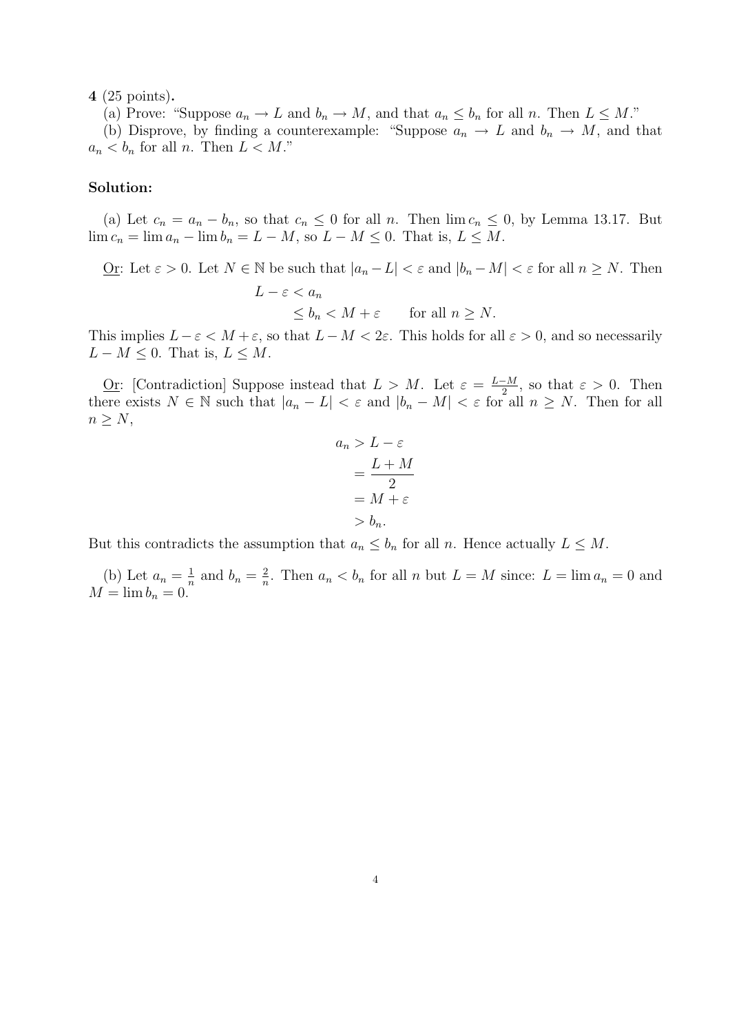**4** (25 points)**.**

(a) Prove: "Suppose $a_n \to L$ and $b_n \to M$, and that $a_n \leq b_n$ for all $n$. Then $L \leq M$."

(b) Disprove, by finding a counterexample: "Suppose $a_n \to L$ and $b_n \to M$, and that $a_n < b_n$ for all $n$. Then $L < M$."

**Solution:**

(a) Let $c_n = a_n - b_n$, so that $c_n \leq 0$ for all $n$. Then $\lim c_n \leq 0$, by Lemma 13.17. But $\lim c_n = \lim a_n - \lim b_n = L - M$, so $L - M \leq 0$. That is, $L \leq M$.

<u>Or</u>: Let $\varepsilon > 0$. Let $N \in \mathbb{N}$ be such that $|a_n - L| < \varepsilon$ and $|b_n - M| < \varepsilon$ for all $n \geq N$. Then

$$\begin{aligned} L - \varepsilon &< a_n \\ &\leq b_n < M + \varepsilon \qquad \text{for all } n \geq N. \end{aligned}$$

This implies $L - \varepsilon < M + \varepsilon$, so that $L - M < 2\varepsilon$. This holds for all $\varepsilon > 0$, and so necessarily $L - M \leq 0$. That is, $L \leq M$.

<u>Or</u>: [Contradiction] Suppose instead that $L > M$. Let $\varepsilon = \frac{L-M}{2}$, so that $\varepsilon > 0$. Then there exists $N \in \mathbb{N}$ such that $|a_n - L| < \varepsilon$ and $|b_n - M| < \varepsilon$ for all $n \geq N$. Then for all $n \geq N$,

$$\begin{aligned} a_n &> L - \varepsilon \\ &= \frac{L+M}{2} \\ &= M + \varepsilon \\ &> b_n. \end{aligned}$$

But this contradicts the assumption that $a_n \leq b_n$ for all $n$. Hence actually $L \leq M$.

(b) Let $a_n = \frac{1}{n}$ and $b_n = \frac{2}{n}$. Then $a_n < b_n$ for all $n$ but $L = M$ since: $L = \lim a_n = 0$ and $M = \lim b_n = 0$.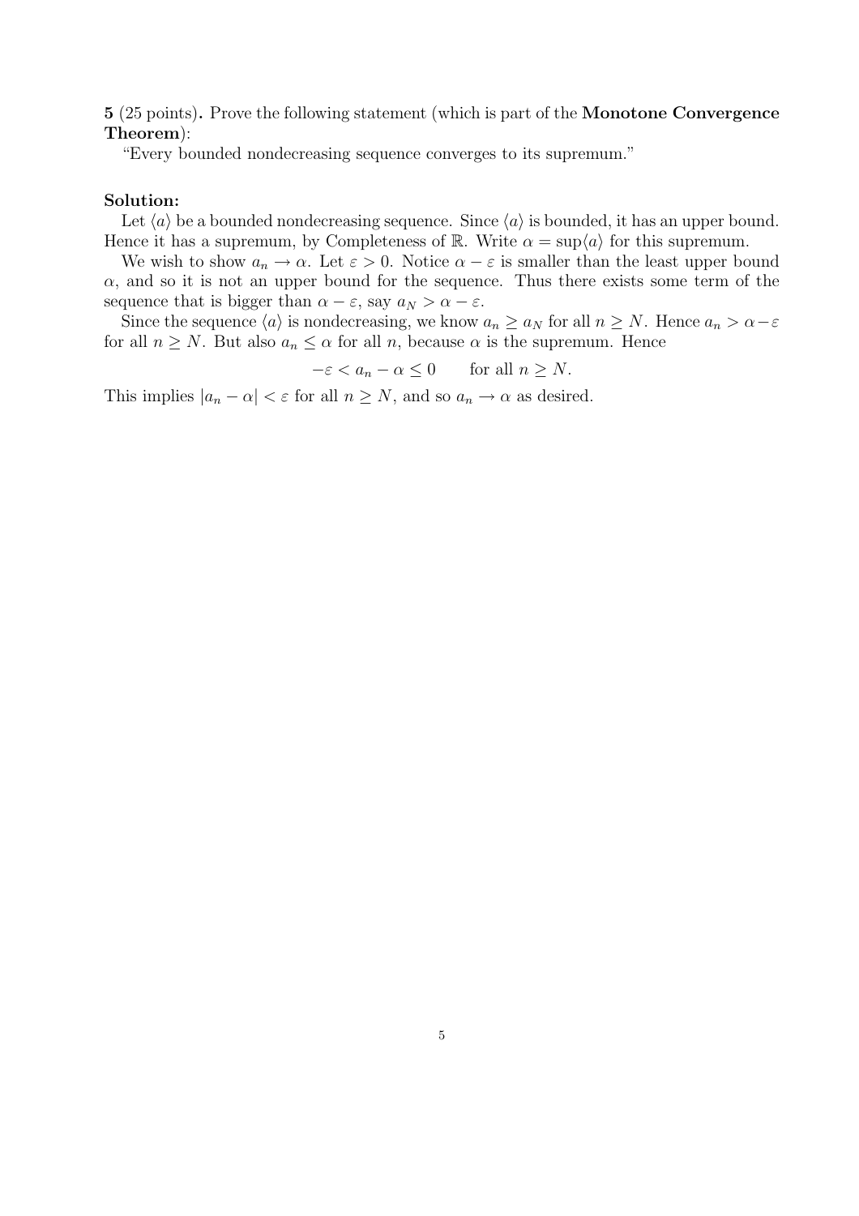**5** (25 points)**.** Prove the following statement (which is part of the **Monotone Convergence Theorem**):

"Every bounded nondecreasing sequence converges to its supremum."

**Solution:**

Let $\langle a \rangle$ be a bounded nondecreasing sequence. Since $\langle a \rangle$ is bounded, it has an upper bound. Hence it has a supremum, by Completeness of $\mathbb{R}$. Write $\alpha = \sup\langle a \rangle$ for this supremum.

We wish to show $a_n \to \alpha$. Let $\varepsilon > 0$. Notice $\alpha - \varepsilon$ is smaller than the least upper bound $\alpha$, and so it is not an upper bound for the sequence. Thus there exists some term of the sequence that is bigger than $\alpha - \varepsilon$, say $a_N > \alpha - \varepsilon$.

Since the sequence $\langle a \rangle$ is nondecreasing, we know $a_n \geq a_N$ for all $n \geq N$. Hence $a_n > \alpha - \varepsilon$ for all $n \geq N$. But also $a_n \leq \alpha$ for all $n$, because $\alpha$ is the supremum. Hence

$$-\varepsilon < a_n - \alpha \leq 0 \qquad \text{for all } n \geq N.$$

This implies $|a_n - \alpha| < \varepsilon$ for all $n \geq N$, and so $a_n \to \alpha$ as desired.